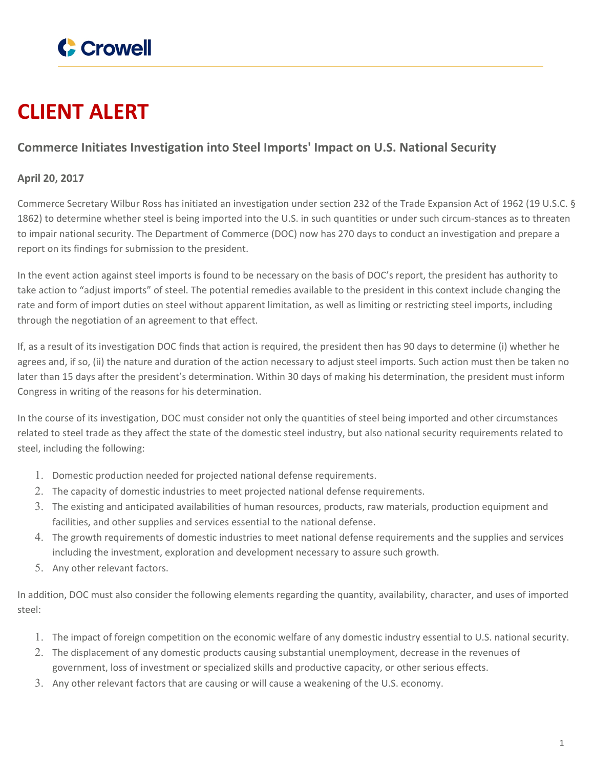# CLIENT ALERT

## Commerce Initiates Investigation into Steel Imports' Impact on U.S. National Security

**April 20, 2017**

Commerce Secretary Wilbur Ross has initiated an investigation under section 232 of the Trade Expansion Act of 1962 (19 U.S.C. § 1862) to determine whether steel is being imported into the U.S. in such quantities or under such circum-stances as to threaten to impair national security. The Department of Commerce (DOC) now has 270 days to conduct an investigation and prepare a report on its findings for submission to the president.

In the event action against steel imports is found to be necessary on the basis of DOC's report, the president has authority to take action to "adjust imports" of steel. The potential remedies available to the president in this context include changing the rate and form of import duties on steel without apparent limitation, as well as limiting or restricting steel imports, including through the negotiation of an agreement to that effect.

If, as a result of its investigation DOC finds that action is required, the president then has 90 days to determine (i) whether he agrees and, if so, (ii) the nature and duration of the action necessary to adjust steel imports. Such action must then be taken no later than 15 days after the president's determination. Within 30 days of making his determination, the president must inform Congress in writing of the reasons for his determination.

In the course of its investigation, DOC must consider not only the quantities of steel being imported and other circumstances related to steel trade as they affect the state of the domestic steel industry, but also national security requirements related to steel, including the following:

1. Domestic production needed for projected national defense requirements.
2. The capacity of domestic industries to meet projected national defense requirements.
3. The existing and anticipated availabilities of human resources, products, raw materials, production equipment and facilities, and other supplies and services essential to the national defense.
4. The growth requirements of domestic industries to meet national defense requirements and the supplies and services including the investment, exploration and development necessary to assure such growth.
5. Any other relevant factors.

In addition, DOC must also consider the following elements regarding the quantity, availability, character, and uses of imported steel:

1. The impact of foreign competition on the economic welfare of any domestic industry essential to U.S. national security.
2. The displacement of any domestic products causing substantial unemployment, decrease in the revenues of government, loss of investment or specialized skills and productive capacity, or other serious effects.
3. Any other relevant factors that are causing or will cause a weakening of the U.S. economy.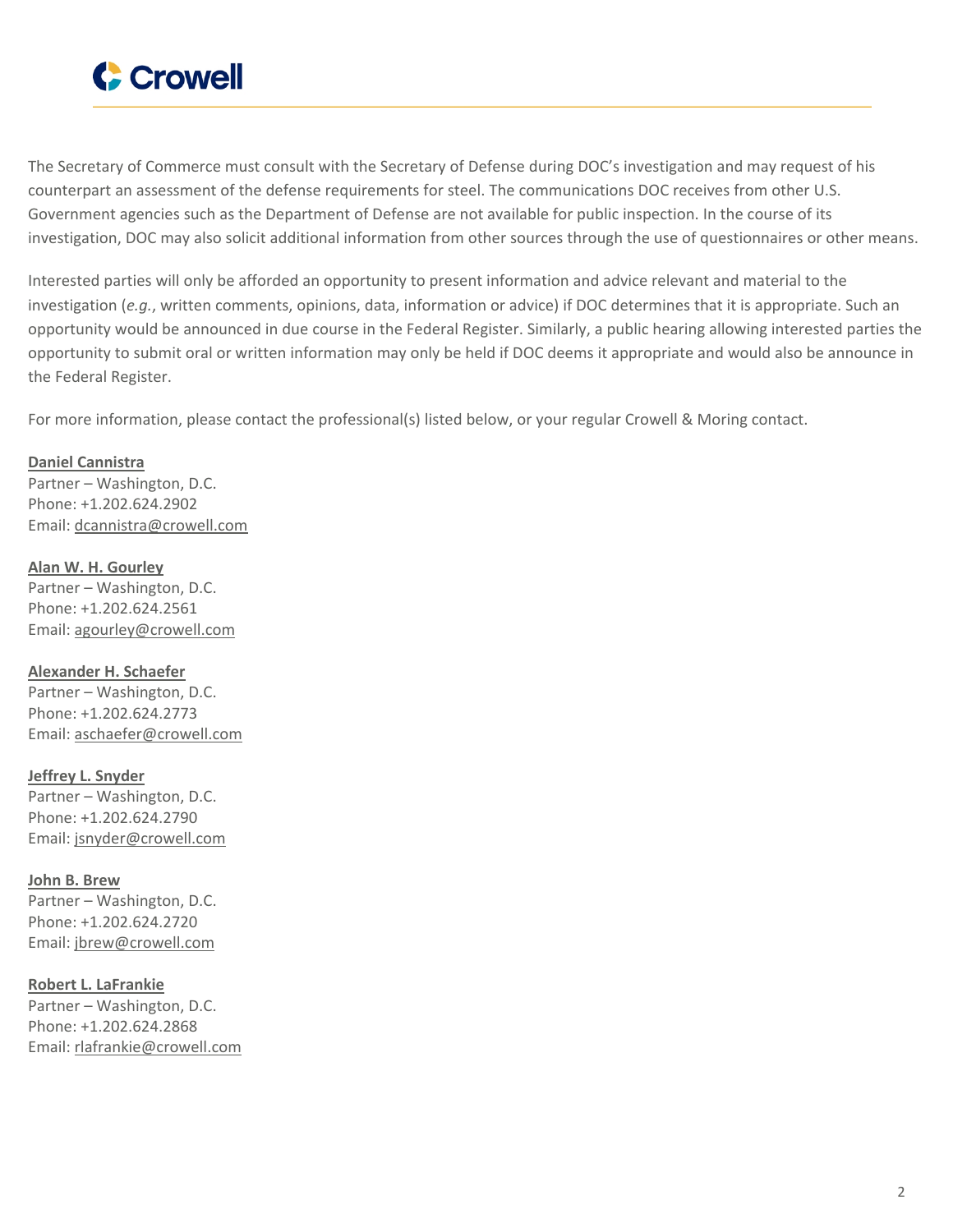The Secretary of Commerce must consult with the Secretary of Defense during DOC's investigation and may request of his counterpart an assessment of the defense requirements for steel. The communications DOC receives from other U.S. Government agencies such as the Department of Defense are not available for public inspection. In the course of its investigation, DOC may also solicit additional information from other sources through the use of questionnaires or other means.

Interested parties will only be afforded an opportunity to present information and advice relevant and material to the investigation (*e.g.*, written comments, opinions, data, information or advice) if DOC determines that it is appropriate. Such an opportunity would be announced in due course in the Federal Register. Similarly, a public hearing allowing interested parties the opportunity to submit oral or written information may only be held if DOC deems it appropriate and would also be announce in the Federal Register.

For more information, please contact the professional(s) listed below, or your regular Crowell & Moring contact.

**Daniel Cannistra**
Partner – Washington, D.C.
Phone: +1.202.624.2902
Email: dcannistra@crowell.com

**Alan W. H. Gourley**
Partner – Washington, D.C.
Phone: +1.202.624.2561
Email: agourley@crowell.com

**Alexander H. Schaefer**
Partner – Washington, D.C.
Phone: +1.202.624.2773
Email: aschaefer@crowell.com

**Jeffrey L. Snyder**
Partner – Washington, D.C.
Phone: +1.202.624.2790
Email: jsnyder@crowell.com

**John B. Brew**
Partner – Washington, D.C.
Phone: +1.202.624.2720
Email: jbrew@crowell.com

**Robert L. LaFrankie**
Partner – Washington, D.C.
Phone: +1.202.624.2868
Email: rlafrankie@crowell.com